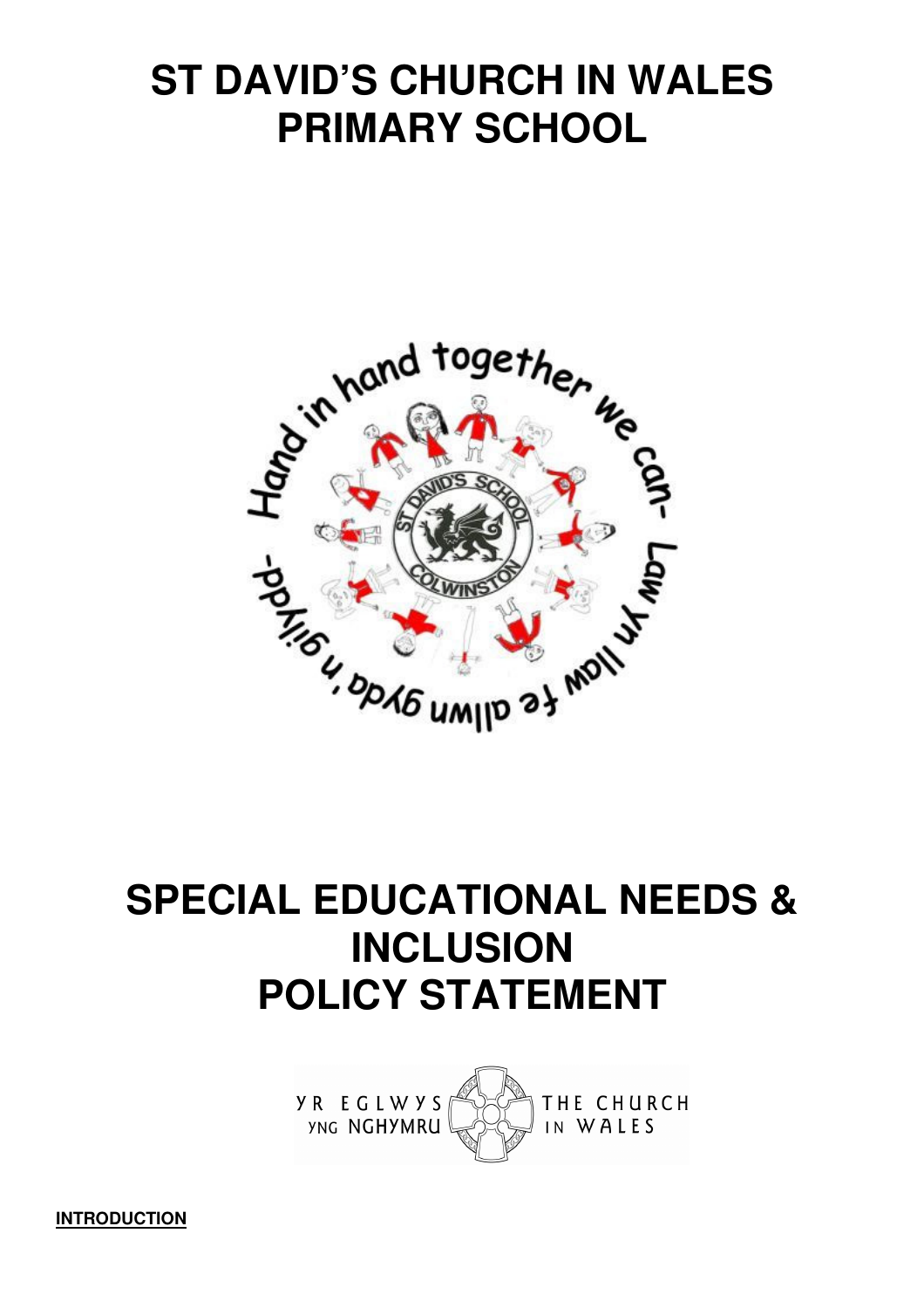# ST DAVID'S CHURCH IN WALES PRIMARY SCHOOL

# SPECIAL EDUCATIONAL NEEDS & INCLUSION POLICY STATEMENT

**INTRODUCTION**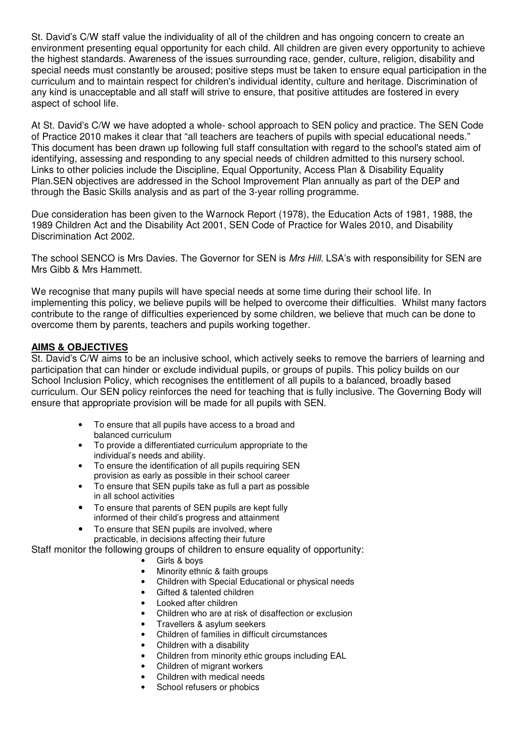St. David's C/W staff value the individuality of all of the children and has ongoing concern to create an environment presenting equal opportunity for each child. All children are given every opportunity to achieve the highest standards. Awareness of the issues surrounding race, gender, culture, religion, disability and special needs must constantly be aroused; positive steps must be taken to ensure equal participation in the curriculum and to maintain respect for children's individual identity, culture and heritage. Discrimination of any kind is unacceptable and all staff will strive to ensure, that positive attitudes are fostered in every aspect of school life.

At St. David's C/W we have adopted a whole- school approach to SEN policy and practice. The SEN Code of Practice 2010 makes it clear that "all teachers are teachers of pupils with special educational needs." This document has been drawn up following full staff consultation with regard to the school's stated aim of identifying, assessing and responding to any special needs of children admitted to this nursery school. Links to other policies include the Discipline, Equal Opportunity, Access Plan & Disability Equality Plan.SEN objectives are addressed in the School Improvement Plan annually as part of the DEP and through the Basic Skills analysis and as part of the 3-year rolling programme.

Due consideration has been given to the Warnock Report (1978), the Education Acts of 1981, 1988, the 1989 Children Act and the Disability Act 2001, SEN Code of Practice for Wales 2010, and Disability Discrimination Act 2002.

The school SENCO is Mrs Davies. The Governor for SEN is *Mrs Hill.* LSA's with responsibility for SEN are Mrs Gibb & Mrs Hammett.

We recognise that many pupils will have special needs at some time during their school life. In implementing this policy, we believe pupils will be helped to overcome their difficulties. Whilst many factors contribute to the range of difficulties experienced by some children, we believe that much can be done to overcome them by parents, teachers and pupils working together.

## AIMS & OBJECTIVES

St. David's C/W aims to be an inclusive school, which actively seeks to remove the barriers of learning and participation that can hinder or exclude individual pupils, or groups of pupils. This policy builds on our School Inclusion Policy, which recognises the entitlement of all pupils to a balanced, broadly based curriculum. Our SEN policy reinforces the need for teaching that is fully inclusive. The Governing Body will ensure that appropriate provision will be made for all pupils with SEN.

- To ensure that all pupils have access to a broad and balanced curriculum
- To provide a differentiated curriculum appropriate to the individual's needs and ability.
- To ensure the identification of all pupils requiring SEN provision as early as possible in their school career
- To ensure that SEN pupils take as full a part as possible in all school activities
- To ensure that parents of SEN pupils are kept fully informed of their child's progress and attainment
- To ensure that SEN pupils are involved, where practicable, in decisions affecting their future

Staff monitor the following groups of children to ensure equality of opportunity:

- Girls & boys
- Minority ethnic & faith groups
- Children with Special Educational or physical needs
- Gifted & talented children
- Looked after children
- Children who are at risk of disaffection or exclusion
- Travellers & asylum seekers
- Children of families in difficult circumstances
- Children with a disability
- Children from minority ethic groups including EAL
- Children of migrant workers
- Children with medical needs
- School refusers or phobics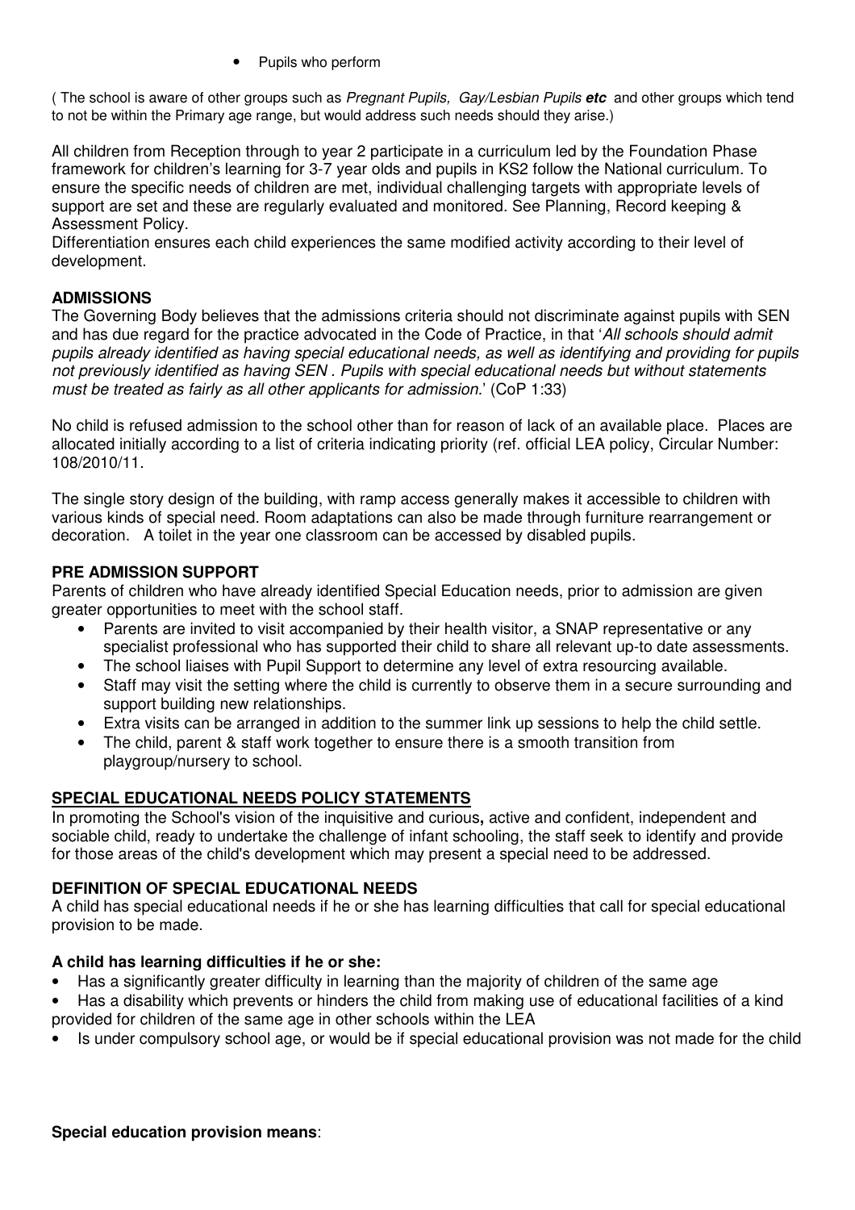- Pupils who perform

( The school is aware of other groups such as *Pregnant Pupils, Gay/Lesbian Pupils* ***etc*** and other groups which tend to not be within the Primary age range, but would address such needs should they arise.)

All children from Reception through to year 2 participate in a curriculum led by the Foundation Phase framework for children's learning for 3-7 year olds and pupils in KS2 follow the National curriculum. To ensure the specific needs of children are met, individual challenging targets with appropriate levels of support are set and these are regularly evaluated and monitored. See Planning, Record keeping & Assessment Policy.

Differentiation ensures each child experiences the same modified activity according to their level of development.

**ADMISSIONS**

The Governing Body believes that the admissions criteria should not discriminate against pupils with SEN and has due regard for the practice advocated in the Code of Practice, in that '*All schools should admit pupils already identified as having special educational needs, as well as identifying and providing for pupils not previously identified as having SEN . Pupils with special educational needs but without statements must be treated as fairly as all other applicants for admission.*' (CoP 1:33)

No child is refused admission to the school other than for reason of lack of an available place. Places are allocated initially according to a list of criteria indicating priority (ref. official LEA policy, Circular Number: 108/2010/11.

The single story design of the building, with ramp access generally makes it accessible to children with various kinds of special need. Room adaptations can also be made through furniture rearrangement or decoration. A toilet in the year one classroom can be accessed by disabled pupils.

**PRE ADMISSION SUPPORT**

Parents of children who have already identified Special Education needs, prior to admission are given greater opportunities to meet with the school staff.

- Parents are invited to visit accompanied by their health visitor, a SNAP representative or any specialist professional who has supported their child to share all relevant up-to date assessments.
- The school liaises with Pupil Support to determine any level of extra resourcing available.
- Staff may visit the setting where the child is currently to observe them in a secure surrounding and support building new relationships.
- Extra visits can be arranged in addition to the summer link up sessions to help the child settle.
- The child, parent & staff work together to ensure there is a smooth transition from playgroup/nursery to school.

**SPECIAL EDUCATIONAL NEEDS POLICY STATEMENTS**

In promoting the School's vision of the inquisitive and curious**,** active and confident, independent and sociable child, ready to undertake the challenge of infant schooling, the staff seek to identify and provide for those areas of the child's development which may present a special need to be addressed.

**DEFINITION OF SPECIAL EDUCATIONAL NEEDS**

A child has special educational needs if he or she has learning difficulties that call for special educational provision to be made.

**A child has learning difficulties if he or she:**

- Has a significantly greater difficulty in learning than the majority of children of the same age
- Has a disability which prevents or hinders the child from making use of educational facilities of a kind provided for children of the same age in other schools within the LEA
- Is under compulsory school age, or would be if special educational provision was not made for the child

**Special education provision means**: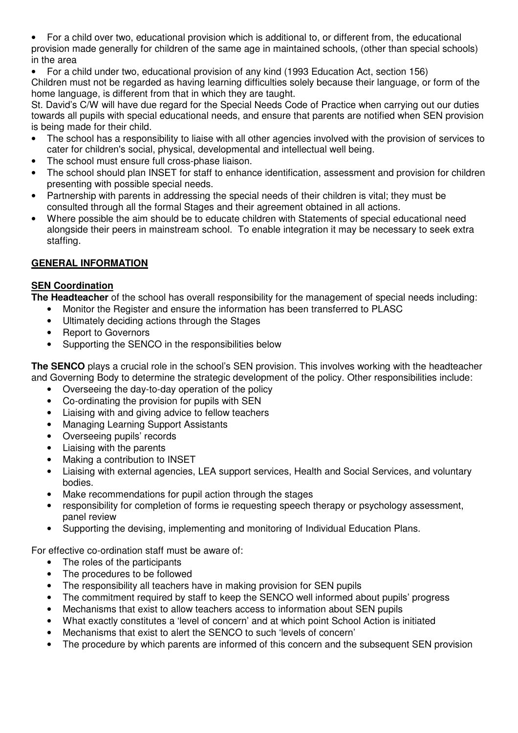- For a child over two, educational provision which is additional to, or different from, the educational provision made generally for children of the same age in maintained schools, (other than special schools) in the area
- For a child under two, educational provision of any kind (1993 Education Act, section 156)

Children must not be regarded as having learning difficulties solely because their language, or form of the home language, is different from that in which they are taught.

St. David's C/W will have due regard for the Special Needs Code of Practice when carrying out our duties towards all pupils with special educational needs, and ensure that parents are notified when SEN provision is being made for their child.

- The school has a responsibility to liaise with all other agencies involved with the provision of services to cater for children's social, physical, developmental and intellectual well being.
- The school must ensure full cross-phase liaison.
- The school should plan INSET for staff to enhance identification, assessment and provision for children presenting with possible special needs.
- Partnership with parents in addressing the special needs of their children is vital; they must be consulted through all the formal Stages and their agreement obtained in all actions.
- Where possible the aim should be to educate children with Statements of special educational need alongside their peers in mainstream school. To enable integration it may be necessary to seek extra staffing.

## GENERAL INFORMATION

### SEN Coordination

**The Headteacher** of the school has overall responsibility for the management of special needs including:

- Monitor the Register and ensure the information has been transferred to PLASC
- Ultimately deciding actions through the Stages
- Report to Governors
- Supporting the SENCO in the responsibilities below

**The SENCO** plays a crucial role in the school's SEN provision. This involves working with the headteacher and Governing Body to determine the strategic development of the policy. Other responsibilities include:

- Overseeing the day-to-day operation of the policy
- Co-ordinating the provision for pupils with SEN
- Liaising with and giving advice to fellow teachers
- Managing Learning Support Assistants
- Overseeing pupils' records
- Liaising with the parents
- Making a contribution to INSET
- Liaising with external agencies, LEA support services, Health and Social Services, and voluntary bodies.
- Make recommendations for pupil action through the stages
- responsibility for completion of forms ie requesting speech therapy or psychology assessment, panel review
- Supporting the devising, implementing and monitoring of Individual Education Plans.

For effective co-ordination staff must be aware of:

- The roles of the participants
- The procedures to be followed
- The responsibility all teachers have in making provision for SEN pupils
- The commitment required by staff to keep the SENCO well informed about pupils' progress
- Mechanisms that exist to allow teachers access to information about SEN pupils
- What exactly constitutes a 'level of concern' and at which point School Action is initiated
- Mechanisms that exist to alert the SENCO to such 'levels of concern'
- The procedure by which parents are informed of this concern and the subsequent SEN provision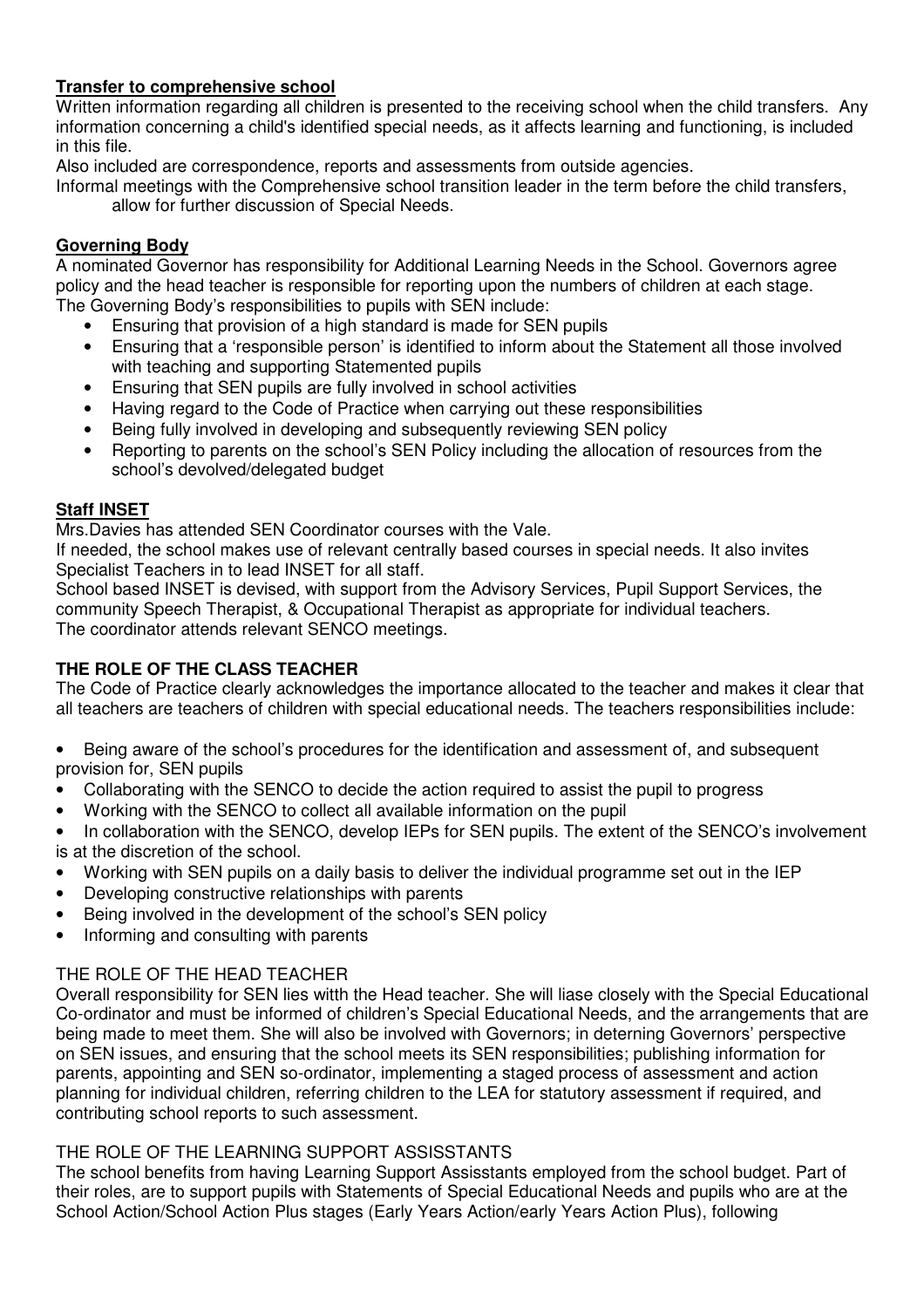**Transfer to comprehensive school**

Written information regarding all children is presented to the receiving school when the child transfers. Any information concerning a child's identified special needs, as it affects learning and functioning, is included in this file.

Also included are correspondence, reports and assessments from outside agencies.

Informal meetings with the Comprehensive school transition leader in the term before the child transfers, allow for further discussion of Special Needs.

**Governing Body**

A nominated Governor has responsibility for Additional Learning Needs in the School. Governors agree policy and the head teacher is responsible for reporting upon the numbers of children at each stage.
The Governing Body's responsibilities to pupils with SEN include:

- Ensuring that provision of a high standard is made for SEN pupils
- Ensuring that a 'responsible person' is identified to inform about the Statement all those involved with teaching and supporting Statemented pupils
- Ensuring that SEN pupils are fully involved in school activities
- Having regard to the Code of Practice when carrying out these responsibilities
- Being fully involved in developing and subsequently reviewing SEN policy
- Reporting to parents on the school's SEN Policy including the allocation of resources from the school's devolved/delegated budget

**Staff INSET**

Mrs.Davies has attended SEN Coordinator courses with the Vale.

If needed, the school makes use of relevant centrally based courses in special needs. It also invites Specialist Teachers in to lead INSET for all staff.

School based INSET is devised, with support from the Advisory Services, Pupil Support Services, the community Speech Therapist, & Occupational Therapist as appropriate for individual teachers.
The coordinator attends relevant SENCO meetings.

**THE ROLE OF THE CLASS TEACHER**

The Code of Practice clearly acknowledges the importance allocated to the teacher and makes it clear that all teachers are teachers of children with special educational needs. The teachers responsibilities include:

- Being aware of the school's procedures for the identification and assessment of, and subsequent provision for, SEN pupils
- Collaborating with the SENCO to decide the action required to assist the pupil to progress
- Working with the SENCO to collect all available information on the pupil
- In collaboration with the SENCO, develop IEPs for SEN pupils. The extent of the SENCO's involvement is at the discretion of the school.
- Working with SEN pupils on a daily basis to deliver the individual programme set out in the IEP
- Developing constructive relationships with parents
- Being involved in the development of the school's SEN policy
- Informing and consulting with parents

THE ROLE OF THE HEAD TEACHER

Overall responsibility for SEN lies witth the Head teacher. She will liase closely with the Special Educational Co-ordinator and must be informed of children's Special Educational Needs, and the arrangements that are being made to meet them. She will also be involved with Governors; in deterning Governors' perspective on SEN issues, and ensuring that the school meets its SEN responsibilities; publishing information for parents, appointing and SEN so-ordinator, implementing a staged process of assessment and action planning for individual children, referring children to the LEA for statutory assessment if required, and contributing school reports to such assessment.

THE ROLE OF THE LEARNING SUPPORT ASSISSTANTS

The school benefits from having Learning Support Assisstants employed from the school budget. Part of their roles, are to support pupils with Statements of Special Educational Needs and pupils who are at the School Action/School Action Plus stages (Early Years Action/early Years Action Plus), following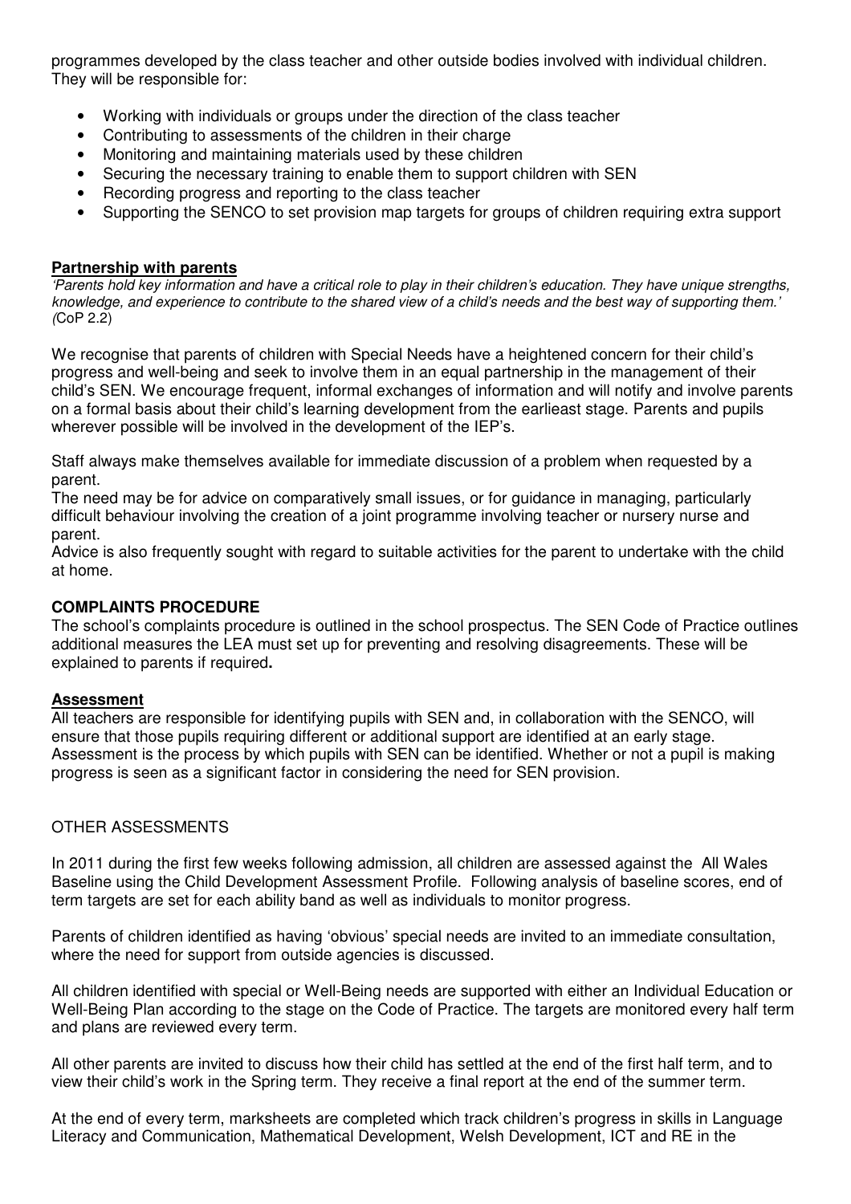programmes developed by the class teacher and other outside bodies involved with individual children. They will be responsible for:

- Working with individuals or groups under the direction of the class teacher
- Contributing to assessments of the children in their charge
- Monitoring and maintaining materials used by these children
- Securing the necessary training to enable them to support children with SEN
- Recording progress and reporting to the class teacher
- Supporting the SENCO to set provision map targets for groups of children requiring extra support

## **Partnership with parents**

*'Parents hold key information and have a critical role to play in their children's education. They have unique strengths, knowledge, and experience to contribute to the shared view of a child's needs and the best way of supporting them.'* (CoP 2.2)

We recognise that parents of children with Special Needs have a heightened concern for their child's progress and well-being and seek to involve them in an equal partnership in the management of their child's SEN. We encourage frequent, informal exchanges of information and will notify and involve parents on a formal basis about their child's learning development from the earlieast stage. Parents and pupils wherever possible will be involved in the development of the IEP's.

Staff always make themselves available for immediate discussion of a problem when requested by a parent.

The need may be for advice on comparatively small issues, or for guidance in managing, particularly difficult behaviour involving the creation of a joint programme involving teacher or nursery nurse and parent.

Advice is also frequently sought with regard to suitable activities for the parent to undertake with the child at home.

## **COMPLAINTS PROCEDURE**

The school's complaints procedure is outlined in the school prospectus. The SEN Code of Practice outlines additional measures the LEA must set up for preventing and resolving disagreements. These will be explained to parents if required**.**

## **Assessment**

All teachers are responsible for identifying pupils with SEN and, in collaboration with the SENCO, will ensure that those pupils requiring different or additional support are identified at an early stage. Assessment is the process by which pupils with SEN can be identified. Whether or not a pupil is making progress is seen as a significant factor in considering the need for SEN provision.

### OTHER ASSESSMENTS

In 2011 during the first few weeks following admission, all children are assessed against the All Wales Baseline using the Child Development Assessment Profile. Following analysis of baseline scores, end of term targets are set for each ability band as well as individuals to monitor progress.

Parents of children identified as having 'obvious' special needs are invited to an immediate consultation, where the need for support from outside agencies is discussed.

All children identified with special or Well-Being needs are supported with either an Individual Education or Well-Being Plan according to the stage on the Code of Practice. The targets are monitored every half term and plans are reviewed every term.

All other parents are invited to discuss how their child has settled at the end of the first half term, and to view their child's work in the Spring term. They receive a final report at the end of the summer term.

At the end of every term, marksheets are completed which track children's progress in skills in Language Literacy and Communication, Mathematical Development, Welsh Development, ICT and RE in the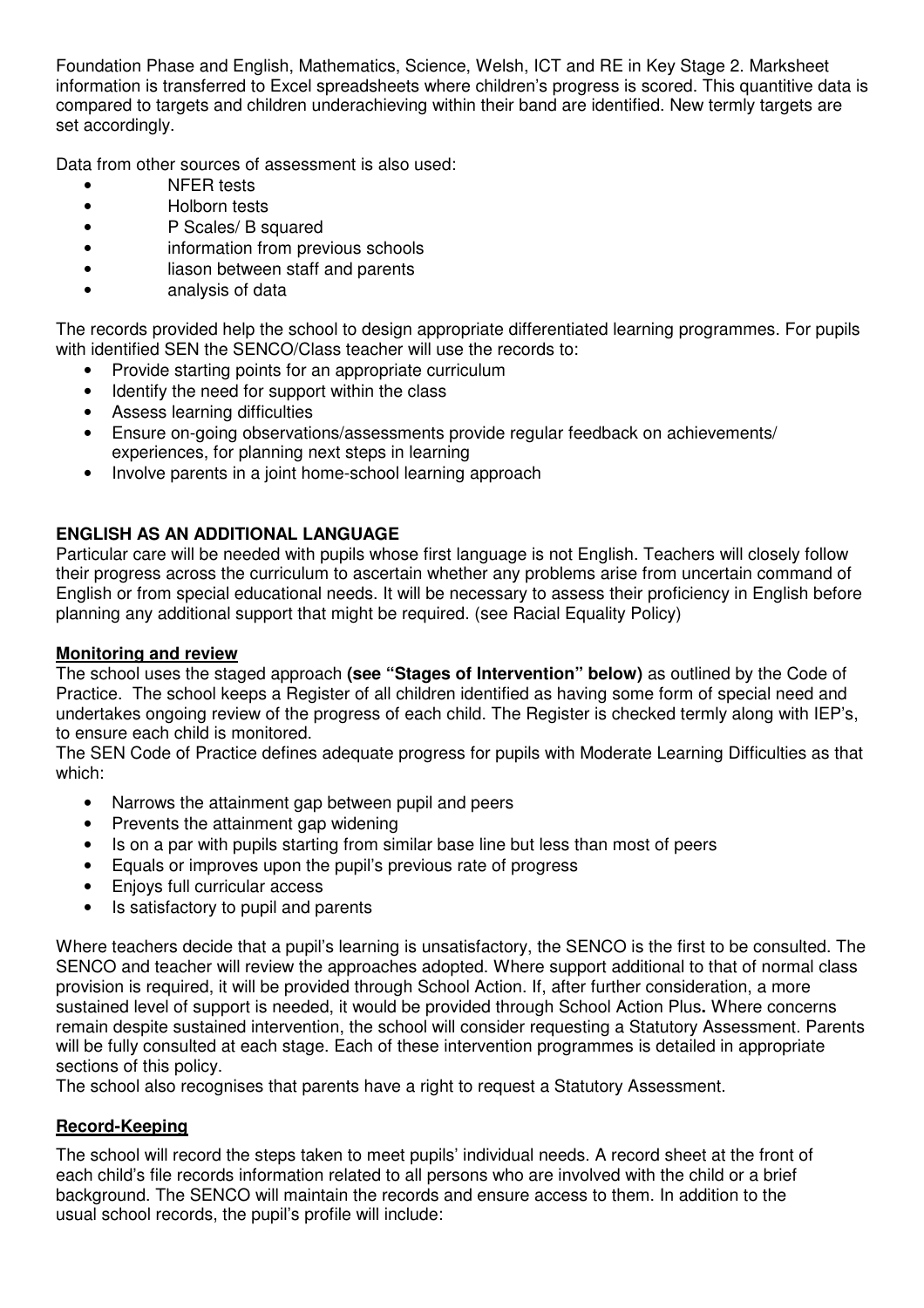Foundation Phase and English, Mathematics, Science, Welsh, ICT and RE in Key Stage 2. Marksheet information is transferred to Excel spreadsheets where children's progress is scored. This quantitive data is compared to targets and children underachieving within their band are identified. New termly targets are set accordingly.

Data from other sources of assessment is also used:

- NFER tests
- Holborn tests
- P Scales/ B squared
- information from previous schools
- liason between staff and parents
- analysis of data

The records provided help the school to design appropriate differentiated learning programmes. For pupils with identified SEN the SENCO/Class teacher will use the records to:

- Provide starting points for an appropriate curriculum
- Identify the need for support within the class
- Assess learning difficulties
- Ensure on-going observations/assessments provide regular feedback on achievements/ experiences, for planning next steps in learning
- Involve parents in a joint home-school learning approach

**ENGLISH AS AN ADDITIONAL LANGUAGE**

Particular care will be needed with pupils whose first language is not English. Teachers will closely follow their progress across the curriculum to ascertain whether any problems arise from uncertain command of English or from special educational needs. It will be necessary to assess their proficiency in English before planning any additional support that might be required. (see Racial Equality Policy)

**Monitoring and review**

The school uses the staged approach **(see "Stages of Intervention" below)** as outlined by the Code of Practice. The school keeps a Register of all children identified as having some form of special need and undertakes ongoing review of the progress of each child. The Register is checked termly along with IEP's, to ensure each child is monitored.

The SEN Code of Practice defines adequate progress for pupils with Moderate Learning Difficulties as that which:

- Narrows the attainment gap between pupil and peers
- Prevents the attainment gap widening
- Is on a par with pupils starting from similar base line but less than most of peers
- Equals or improves upon the pupil's previous rate of progress
- Enjoys full curricular access
- Is satisfactory to pupil and parents

Where teachers decide that a pupil's learning is unsatisfactory, the SENCO is the first to be consulted. The SENCO and teacher will review the approaches adopted. Where support additional to that of normal class provision is required, it will be provided through School Action. If, after further consideration, a more sustained level of support is needed, it would be provided through School Action Plus**.** Where concerns remain despite sustained intervention, the school will consider requesting a Statutory Assessment. Parents will be fully consulted at each stage. Each of these intervention programmes is detailed in appropriate sections of this policy.

The school also recognises that parents have a right to request a Statutory Assessment.

**Record-Keeping**

The school will record the steps taken to meet pupils' individual needs. A record sheet at the front of each child's file records information related to all persons who are involved with the child or a brief background. The SENCO will maintain the records and ensure access to them. In addition to the usual school records, the pupil's profile will include: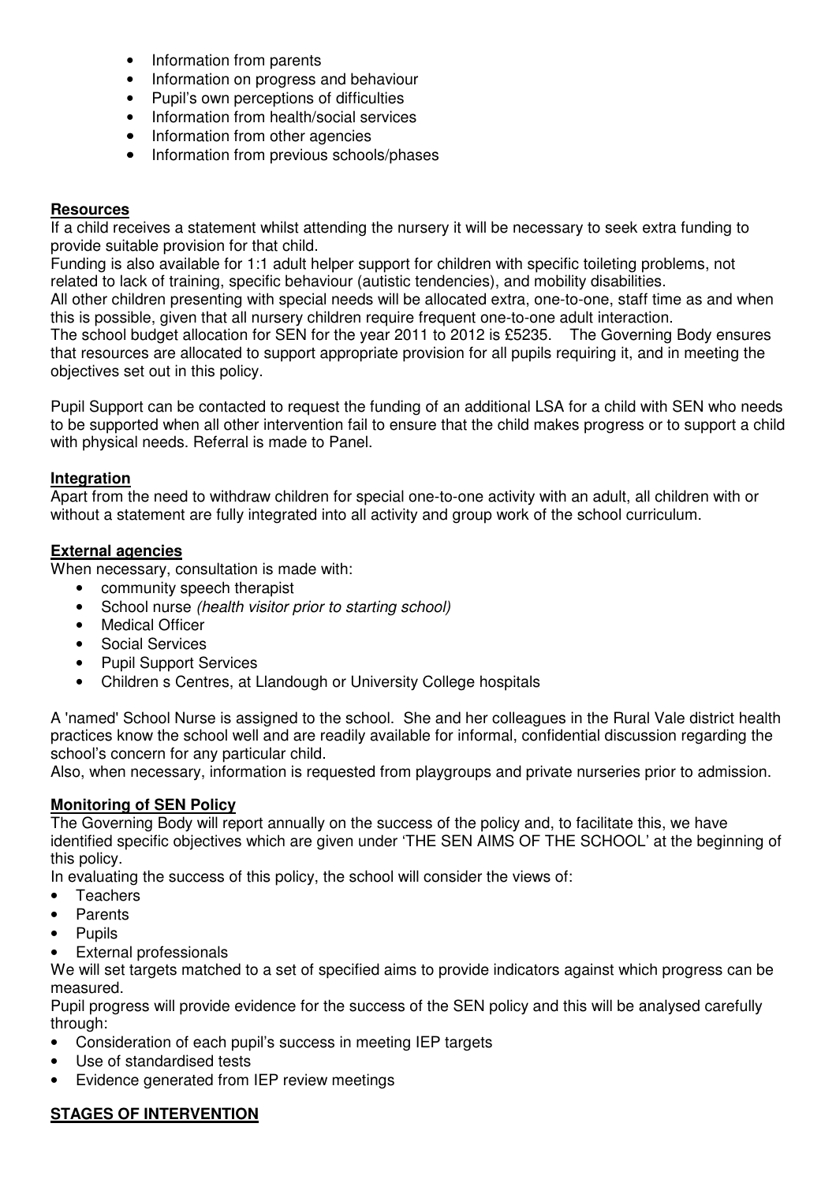- Information from parents
- Information on progress and behaviour
- Pupil's own perceptions of difficulties
- Information from health/social services
- Information from other agencies
- Information from previous schools/phases

**Resources**

If a child receives a statement whilst attending the nursery it will be necessary to seek extra funding to provide suitable provision for that child.

Funding is also available for 1:1 adult helper support for children with specific toileting problems, not related to lack of training, specific behaviour (autistic tendencies), and mobility disabilities.

All other children presenting with special needs will be allocated extra, one-to-one, staff time as and when this is possible, given that all nursery children require frequent one-to-one adult interaction.

The school budget allocation for SEN for the year 2011 to 2012 is £5235. The Governing Body ensures that resources are allocated to support appropriate provision for all pupils requiring it, and in meeting the objectives set out in this policy.

Pupil Support can be contacted to request the funding of an additional LSA for a child with SEN who needs to be supported when all other intervention fail to ensure that the child makes progress or to support a child with physical needs. Referral is made to Panel.

**Integration**

Apart from the need to withdraw children for special one-to-one activity with an adult, all children with or without a statement are fully integrated into all activity and group work of the school curriculum.

**External agencies**

When necessary, consultation is made with:

- community speech therapist
- School nurse *(health visitor prior to starting school)*
- Medical Officer
- Social Services
- Pupil Support Services
- Children s Centres, at Llandough or University College hospitals

A 'named' School Nurse is assigned to the school. She and her colleagues in the Rural Vale district health practices know the school well and are readily available for informal, confidential discussion regarding the school's concern for any particular child.

Also, when necessary, information is requested from playgroups and private nurseries prior to admission.

**Monitoring of SEN Policy**

The Governing Body will report annually on the success of the policy and, to facilitate this, we have identified specific objectives which are given under 'THE SEN AIMS OF THE SCHOOL' at the beginning of this policy.

In evaluating the success of this policy, the school will consider the views of:

- Teachers
- Parents
- Pupils
- External professionals

We will set targets matched to a set of specified aims to provide indicators against which progress can be measured.

Pupil progress will provide evidence for the success of the SEN policy and this will be analysed carefully through:

- Consideration of each pupil's success in meeting IEP targets
- Use of standardised tests
- Evidence generated from IEP review meetings

**STAGES OF INTERVENTION**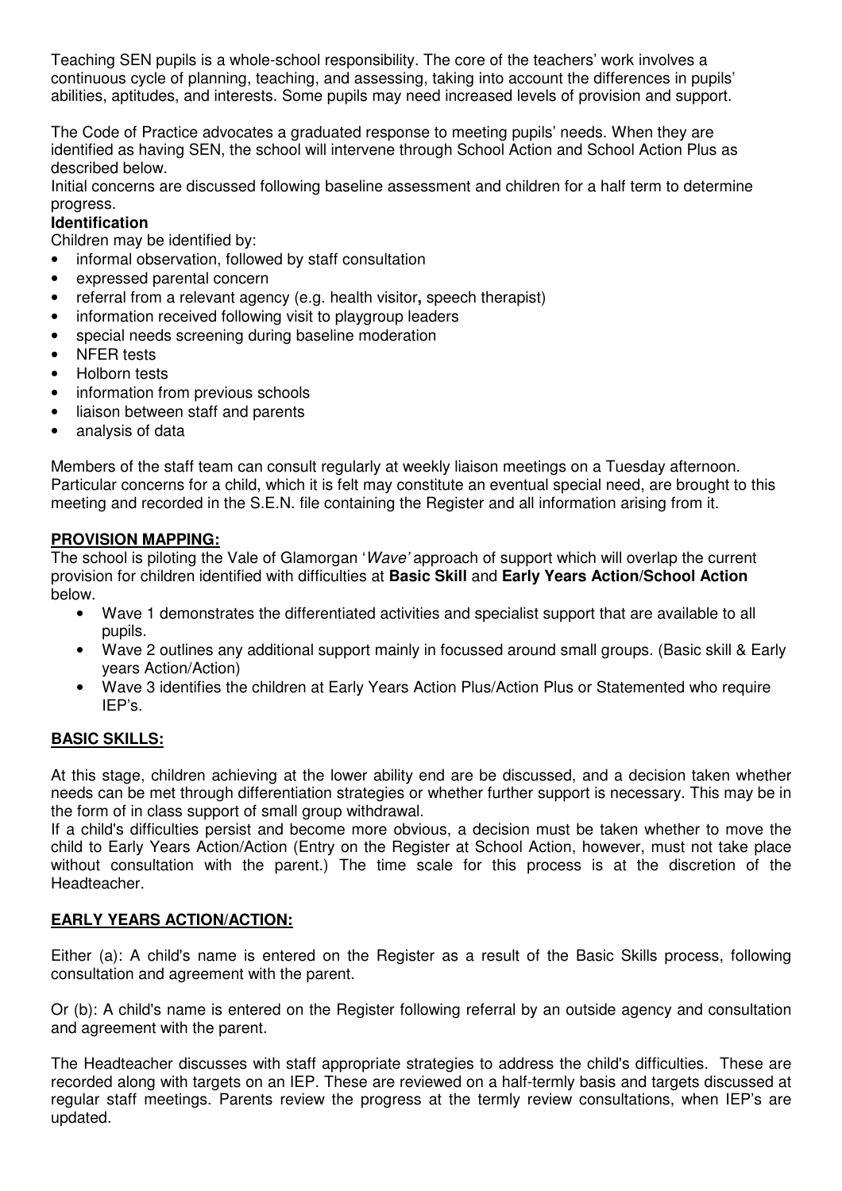Teaching SEN pupils is a whole-school responsibility. The core of the teachers' work involves a continuous cycle of planning, teaching, and assessing, taking into account the differences in pupils' abilities, aptitudes, and interests. Some pupils may need increased levels of provision and support.

The Code of Practice advocates a graduated response to meeting pupils' needs. When they are identified as having SEN, the school will intervene through School Action and School Action Plus as described below.
Initial concerns are discussed following baseline assessment and children for a half term to determine progress.

**Identification**

Children may be identified by:

- informal observation, followed by staff consultation
- expressed parental concern
- referral from a relevant agency (e.g. health visitor**,** speech therapist)
- information received following visit to playgroup leaders
- special needs screening during baseline moderation
- NFER tests
- Holborn tests
- information from previous schools
- liaison between staff and parents
- analysis of data

Members of the staff team can consult regularly at weekly liaison meetings on a Tuesday afternoon. Particular concerns for a child, which it is felt may constitute an eventual special need, are brought to this meeting and recorded in the S.E.N. file containing the Register and all information arising from it.

**PROVISION MAPPING:**

The school is piloting the Vale of Glamorgan '*Wave'* approach of support which will overlap the current provision for children identified with difficulties at **Basic Skill** and **Early Years Action/School Action** below.

- Wave 1 demonstrates the differentiated activities and specialist support that are available to all pupils.
- Wave 2 outlines any additional support mainly in focussed around small groups. (Basic skill & Early years Action/Action)
- Wave 3 identifies the children at Early Years Action Plus/Action Plus or Statemented who require IEP's.

**BASIC SKILLS:**

At this stage, children achieving at the lower ability end are be discussed, and a decision taken whether needs can be met through differentiation strategies or whether further support is necessary. This may be in the form of in class support of small group withdrawal.

If a child's difficulties persist and become more obvious, a decision must be taken whether to move the child to Early Years Action/Action (Entry on the Register at School Action, however, must not take place without consultation with the parent.) The time scale for this process is at the discretion of the Headteacher.

**EARLY YEARS ACTION/ACTION:**

Either (a): A child's name is entered on the Register as a result of the Basic Skills process, following consultation and agreement with the parent.

Or (b): A child's name is entered on the Register following referral by an outside agency and consultation and agreement with the parent.

The Headteacher discusses with staff appropriate strategies to address the child's difficulties. These are recorded along with targets on an IEP. These are reviewed on a half-termly basis and targets discussed at regular staff meetings. Parents review the progress at the termly review consultations, when IEP's are updated.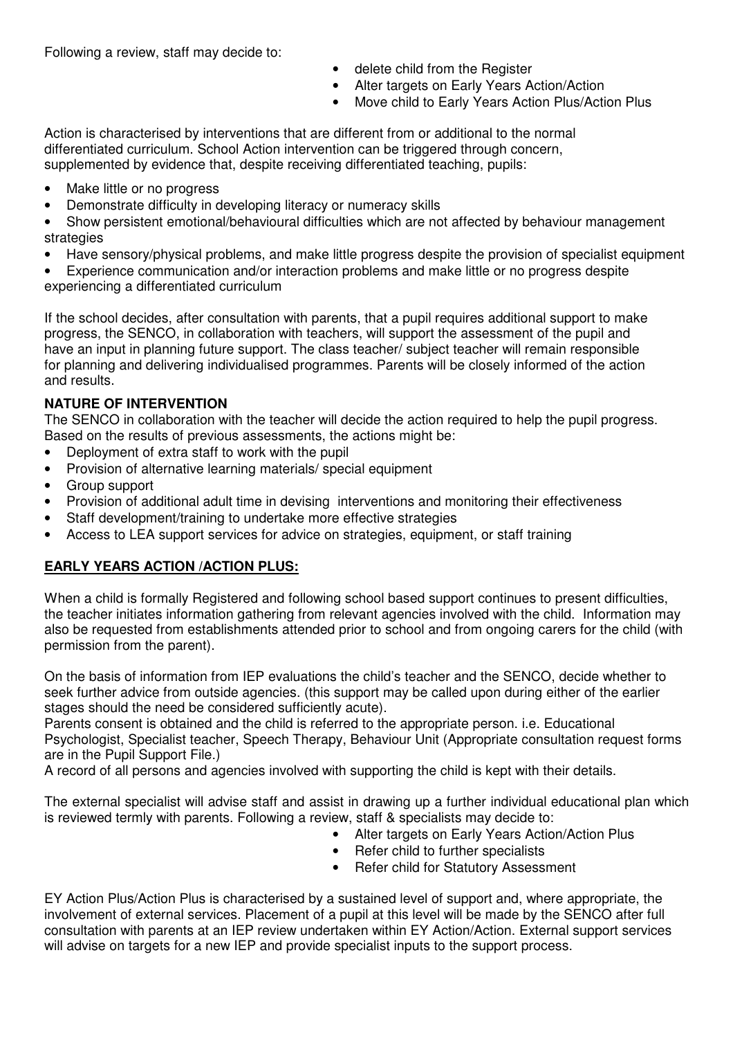Following a review, staff may decide to:

- delete child from the Register
- Alter targets on Early Years Action/Action
- Move child to Early Years Action Plus/Action Plus

Action is characterised by interventions that are different from or additional to the normal differentiated curriculum. School Action intervention can be triggered through concern, supplemented by evidence that, despite receiving differentiated teaching, pupils:

- Make little or no progress
- Demonstrate difficulty in developing literacy or numeracy skills
- Show persistent emotional/behavioural difficulties which are not affected by behaviour management strategies
- Have sensory/physical problems, and make little progress despite the provision of specialist equipment
- Experience communication and/or interaction problems and make little or no progress despite experiencing a differentiated curriculum

If the school decides, after consultation with parents, that a pupil requires additional support to make progress, the SENCO, in collaboration with teachers, will support the assessment of the pupil and have an input in planning future support. The class teacher/ subject teacher will remain responsible for planning and delivering individualised programmes. Parents will be closely informed of the action and results.

**NATURE OF INTERVENTION**

The SENCO in collaboration with the teacher will decide the action required to help the pupil progress. Based on the results of previous assessments, the actions might be:

- Deployment of extra staff to work with the pupil
- Provision of alternative learning materials/ special equipment
- Group support
- Provision of additional adult time in devising interventions and monitoring their effectiveness
- Staff development/training to undertake more effective strategies
- Access to LEA support services for advice on strategies, equipment, or staff training

**EARLY YEARS ACTION /ACTION PLUS:**

When a child is formally Registered and following school based support continues to present difficulties, the teacher initiates information gathering from relevant agencies involved with the child. Information may also be requested from establishments attended prior to school and from ongoing carers for the child (with permission from the parent).

On the basis of information from IEP evaluations the child's teacher and the SENCO, decide whether to seek further advice from outside agencies. (this support may be called upon during either of the earlier stages should the need be considered sufficiently acute).

Parents consent is obtained and the child is referred to the appropriate person. i.e. Educational Psychologist, Specialist teacher, Speech Therapy, Behaviour Unit (Appropriate consultation request forms are in the Pupil Support File.)

A record of all persons and agencies involved with supporting the child is kept with their details.

The external specialist will advise staff and assist in drawing up a further individual educational plan which is reviewed termly with parents. Following a review, staff & specialists may decide to:

- Alter targets on Early Years Action/Action Plus
- Refer child to further specialists
- Refer child for Statutory Assessment

EY Action Plus/Action Plus is characterised by a sustained level of support and, where appropriate, the involvement of external services. Placement of a pupil at this level will be made by the SENCO after full consultation with parents at an IEP review undertaken within EY Action/Action. External support services will advise on targets for a new IEP and provide specialist inputs to the support process.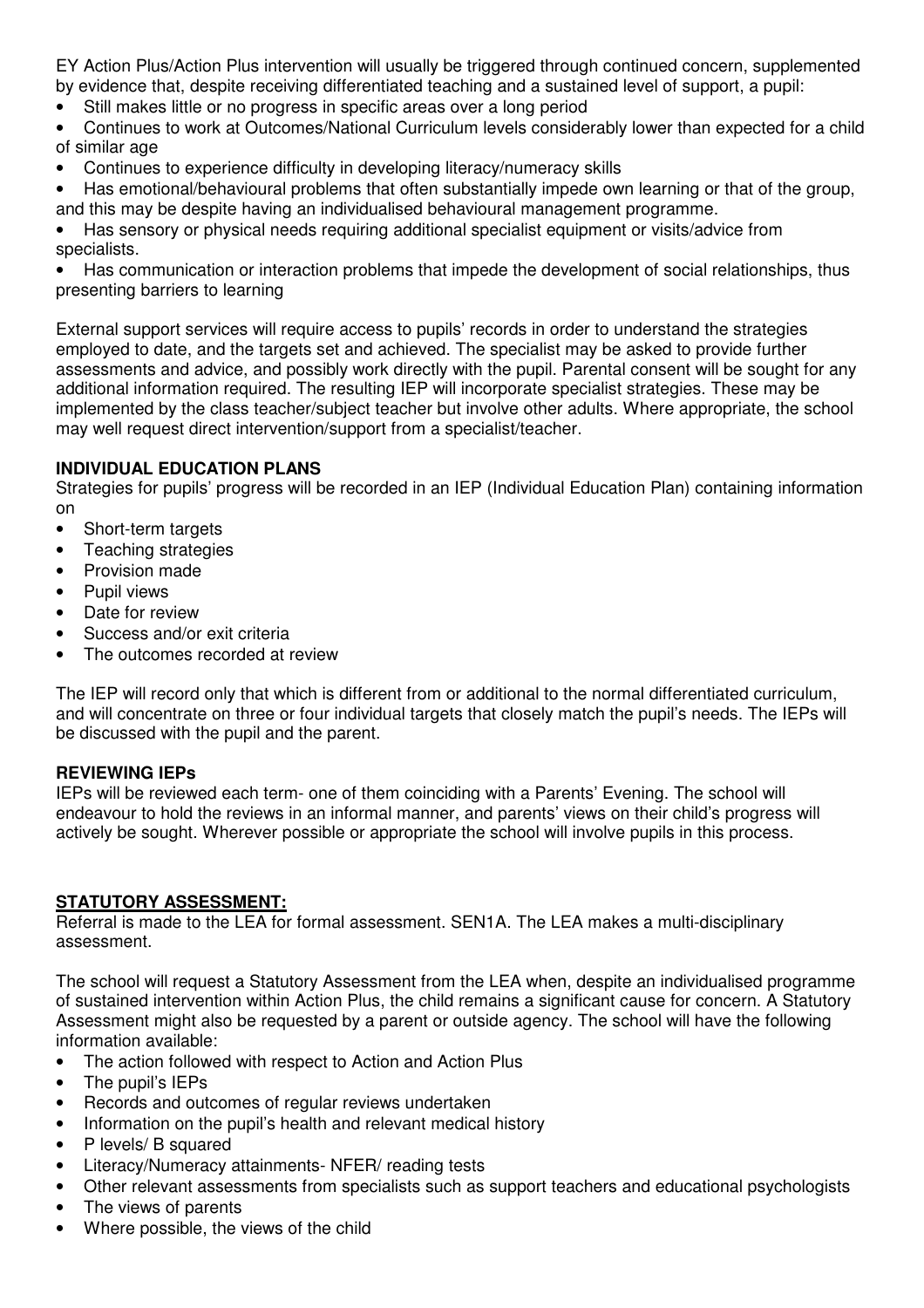EY Action Plus/Action Plus intervention will usually be triggered through continued concern, supplemented by evidence that, despite receiving differentiated teaching and a sustained level of support, a pupil:

- Still makes little or no progress in specific areas over a long period
- Continues to work at Outcomes/National Curriculum levels considerably lower than expected for a child of similar age
- Continues to experience difficulty in developing literacy/numeracy skills
- Has emotional/behavioural problems that often substantially impede own learning or that of the group, and this may be despite having an individualised behavioural management programme.
- Has sensory or physical needs requiring additional specialist equipment or visits/advice from specialists.
- Has communication or interaction problems that impede the development of social relationships, thus presenting barriers to learning

External support services will require access to pupils' records in order to understand the strategies employed to date, and the targets set and achieved. The specialist may be asked to provide further assessments and advice, and possibly work directly with the pupil. Parental consent will be sought for any additional information required. The resulting IEP will incorporate specialist strategies. These may be implemented by the class teacher/subject teacher but involve other adults. Where appropriate, the school may well request direct intervention/support from a specialist/teacher.

**INDIVIDUAL EDUCATION PLANS**

Strategies for pupils' progress will be recorded in an IEP (Individual Education Plan) containing information on

- Short-term targets
- Teaching strategies
- Provision made
- Pupil views
- Date for review
- Success and/or exit criteria
- The outcomes recorded at review

The IEP will record only that which is different from or additional to the normal differentiated curriculum, and will concentrate on three or four individual targets that closely match the pupil's needs. The IEPs will be discussed with the pupil and the parent.

**REVIEWING IEPs**

IEPs will be reviewed each term- one of them coinciding with a Parents' Evening. The school will endeavour to hold the reviews in an informal manner, and parents' views on their child's progress will actively be sought. Wherever possible or appropriate the school will involve pupils in this process.

**STATUTORY ASSESSMENT:**

Referral is made to the LEA for formal assessment. SEN1A. The LEA makes a multi-disciplinary assessment.

The school will request a Statutory Assessment from the LEA when, despite an individualised programme of sustained intervention within Action Plus, the child remains a significant cause for concern. A Statutory Assessment might also be requested by a parent or outside agency. The school will have the following information available:

- The action followed with respect to Action and Action Plus
- The pupil's IEPs
- Records and outcomes of regular reviews undertaken
- Information on the pupil's health and relevant medical history
- P levels/ B squared
- Literacy/Numeracy attainments- NFER/ reading tests
- Other relevant assessments from specialists such as support teachers and educational psychologists
- The views of parents
- Where possible, the views of the child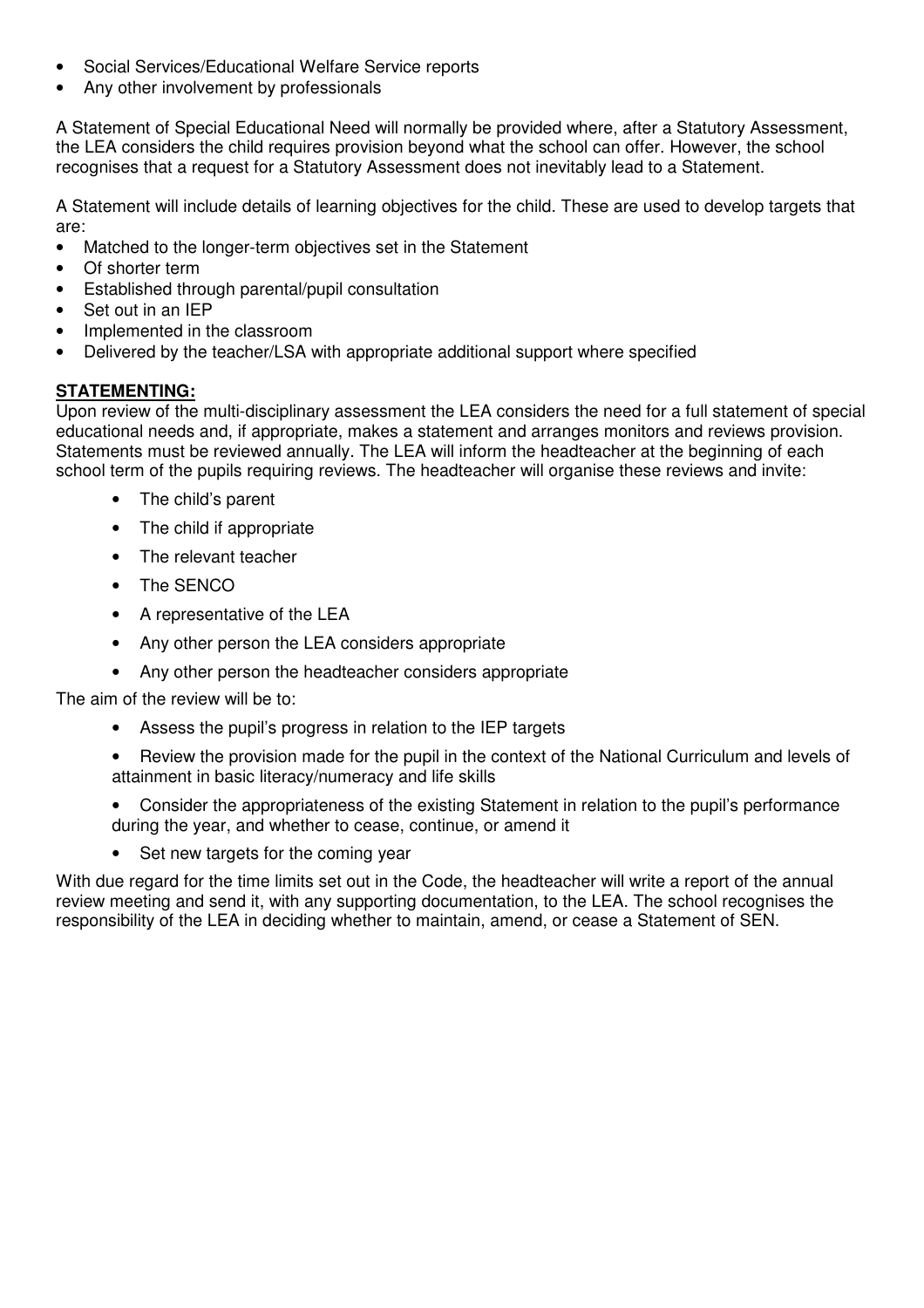- Social Services/Educational Welfare Service reports
- Any other involvement by professionals

A Statement of Special Educational Need will normally be provided where, after a Statutory Assessment, the LEA considers the child requires provision beyond what the school can offer. However, the school recognises that a request for a Statutory Assessment does not inevitably lead to a Statement.

A Statement will include details of learning objectives for the child. These are used to develop targets that are:

- Matched to the longer-term objectives set in the Statement
- Of shorter term
- Established through parental/pupil consultation
- Set out in an IEP
- Implemented in the classroom
- Delivered by the teacher/LSA with appropriate additional support where specified

**STATEMENTING:**

Upon review of the multi-disciplinary assessment the LEA considers the need for a full statement of special educational needs and, if appropriate, makes a statement and arranges monitors and reviews provision. Statements must be reviewed annually. The LEA will inform the headteacher at the beginning of each school term of the pupils requiring reviews. The headteacher will organise these reviews and invite:

- The child's parent
- The child if appropriate
- The relevant teacher
- The SENCO
- A representative of the LEA
- Any other person the LEA considers appropriate
- Any other person the headteacher considers appropriate

The aim of the review will be to:

- Assess the pupil's progress in relation to the IEP targets
- Review the provision made for the pupil in the context of the National Curriculum and levels of attainment in basic literacy/numeracy and life skills
- Consider the appropriateness of the existing Statement in relation to the pupil's performance during the year, and whether to cease, continue, or amend it
- Set new targets for the coming year

With due regard for the time limits set out in the Code, the headteacher will write a report of the annual review meeting and send it, with any supporting documentation, to the LEA. The school recognises the responsibility of the LEA in deciding whether to maintain, amend, or cease a Statement of SEN.